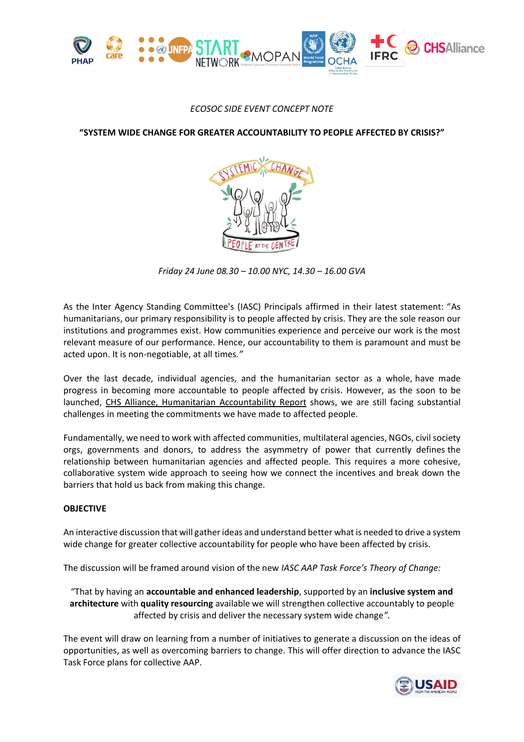*ECOSOC SIDE EVENT CONCEPT NOTE*

**"SYSTEM WIDE CHANGE FOR GREATER ACCOUNTABILITY TO PEOPLE AFFECTED BY CRISIS?"**

*Friday 24 June 08.30 – 10.00 NYC, 14.30 – 16.00 GVA*

As the Inter Agency Standing Committee's (IASC) Principals affirmed in their latest statement: "As humanitarians, our primary responsibility is to people affected by crisis. They are the sole reason our institutions and programmes exist. How communities experience and perceive our work is the most relevant measure of our performance. Hence, our accountability to them is paramount and must be acted upon. It is non-negotiable, at all times.*"*

Over the last decade, individual agencies, and the humanitarian sector as a whole, have made progress in becoming more accountable to people affected by crisis. However, as the soon to be launched, CHS Alliance, Humanitarian Accountability Report shows, we are still facing substantial challenges in meeting the commitments we have made to affected people.

Fundamentally, we need to work with affected communities, multilateral agencies, NGOs, civil society orgs, governments and donors, to address the asymmetry of power that currently defines the relationship between humanitarian agencies and affected people. This requires a more cohesive, collaborative system wide approach to seeing how we connect the incentives and break down the barriers that hold us back from making this change.

**OBJECTIVE**

An interactive discussion that will gather ideas and understand better what is needed to drive a system wide change for greater collective accountability for people who have been affected by crisis.

The discussion will be framed around vision of the new *IASC AAP Task Force's Theory of Change:*

"That by having an **accountable and enhanced leadership**, supported by an **inclusive system and architecture** with **quality resourcing** available we will strengthen collective accountably to people affected by crisis and deliver the necessary system wide change*"*.

The event will draw on learning from a number of initiatives to generate a discussion on the ideas of opportunities, as well as overcoming barriers to change. This will offer direction to advance the IASC Task Force plans for collective AAP.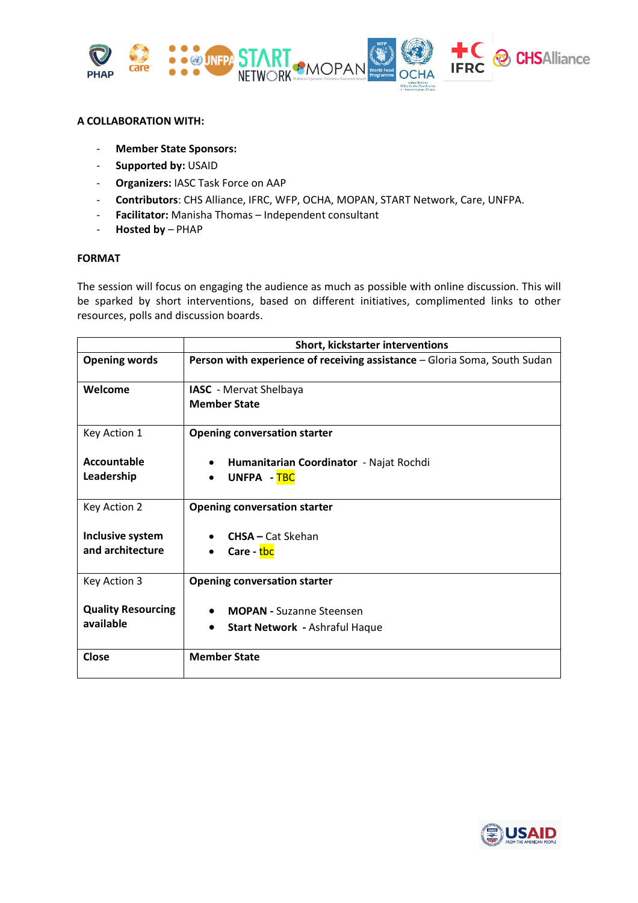**A COLLABORATION WITH:**

- **Member State Sponsors:**
- **Supported by:** USAID
- **Organizers:** IASC Task Force on AAP
- **Contributors**: CHS Alliance, IFRC, WFP, OCHA, MOPAN, START Network, Care, UNFPA.
- **Facilitator:** Manisha Thomas – Independent consultant
- **Hosted by** – PHAP

**FORMAT**

The session will focus on engaging the audience as much as possible with online discussion. This will be sparked by short interventions, based on different initiatives, complimented links to other resources, polls and discussion boards.

| | **Short, kickstarter interventions** |
|---|---|
| **Opening words** | **Person with experience of receiving assistance** – Gloria Soma, South Sudan |
| **Welcome** | **IASC** - Mervat Shelbaya<br>**Member State** |
| Key Action 1<br><br>**Accountable Leadership** | **Opening conversation starter**<br><br>• **Humanitarian Coordinator** - Najat Rochdi<br>• **UNFPA** - TBC |
| Key Action 2<br><br>**Inclusive system and architecture** | **Opening conversation starter**<br><br>• **CHSA –** Cat Skehan<br>• **Care -** tbc |
| Key Action 3<br><br>**Quality Resourcing available** | **Opening conversation starter**<br><br>• **MOPAN -** Suzanne Steensen<br>• **Start Network** - Ashraful Haque |
| **Close** | **Member State** |